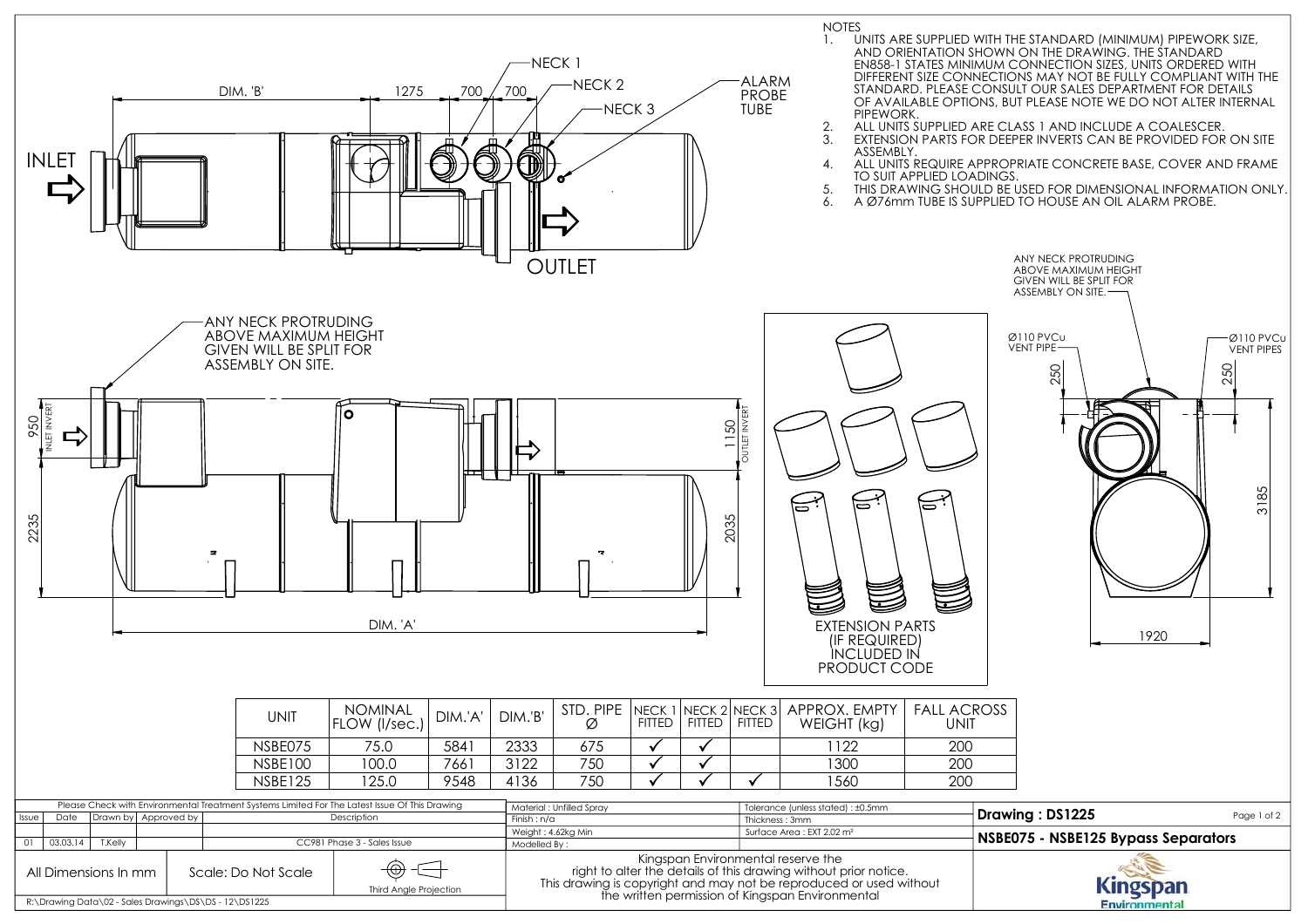NOTES

1. UNITS ARE SUPPLIED WITH THE STANDARD (MINIMUM) PIPEWORK SIZE, AND ORIENTATION SHOWN ON THE DRAWING. THE STANDARD EN858-1 STATES MINIMUM CONNECTION SIZES, UNITS ORDERED WITH DIFFERENT SIZE CONNECTIONS MAY NOT BE FULLY COMPLIANT WITH THE STANDARD. PLEASE CONSULT OUR SALES DEPARTMENT FOR DETAILS OF AVAILABLE OPTIONS, BUT PLEASE NOTE WE DO NOT ALTER INTERNAL PIPEWORK.
2. ALL UNITS SUPPLIED ARE CLASS 1 AND INCLUDE A COALESCER.
3. EXTENSION PARTS FOR DEEPER INVERTS CAN BE PROVIDED FOR ON SITE ASSEMBLY.
4. ALL UNITS REQUIRE APPROPRIATE CONCRETE BASE, COVER AND FRAME TO SUIT APPLIED LOADINGS.
5. THIS DRAWING SHOULD BE USED FOR DIMENSIONAL INFORMATION ONLY.
6. A Ø76mm TUBE IS SUPPLIED TO HOUSE AN OIL ALARM PROBE.

DIM. 'B' 1275 700 700

NECK 1
NECK 2
NECK 3
ALARM PROBE TUBE

INLET

OUTLET

ANY NECK PROTRUDING ABOVE MAXIMUM HEIGHT GIVEN WILL BE SPLIT FOR ASSEMBLY ON SITE.

950 INLET INVERT

2235

1150 OUTLET INVERT

2035

DIM. 'A'

EXTENSION PARTS (IF REQUIRED) INCLUDED IN PRODUCT CODE

ANY NECK PROTRUDING ABOVE MAXIMUM HEIGHT GIVEN WILL BE SPLIT FOR ASSEMBLY ON SITE.

Ø110 PVCu VENT PIPE

Ø110 PVCu VENT PIPES

250 250

3185

1920

| UNIT | NOMINAL FLOW (l/sec.) | DIM.'A' | DIM.'B' | STD. PIPE Ø | NECK 1 FITTED | NECK 2 FITTED | NECK 3 FITTED | APPROX. EMPTY WEIGHT (kg) | FALL ACROSS UNIT |
|---|---|---|---|---|---|---|---|---|---|
| NSBE075 | 75.0 | 5841 | 2333 | 675 | ✓ | ✓ | | 1122 | 200 |
| NSBE100 | 100.0 | 7661 | 3122 | 750 | ✓ | ✓ | | 1300 | 200 |
| NSBE125 | 125.0 | 9548 | 4136 | 750 | ✓ | ✓ | ✓ | 1560 | 200 |

Please Check with Environmental Treatment Systems Limited For The Latest Issue Of This Drawing

| Issue | Date | Drawn by | Approved by | Description |
|---|---|---|---|---|
| 01 | 03.03.14 | T.Kelly | | CC981 Phase 3 - Sales Issue |

All Dimensions In mm

Scale: Do Not Scale

Third Angle Projection

R:\Drawing Data\02 - Sales Drawings\DS\DS - 12\DS1225

Material : Unfilled Spray
Finish : n/a
Weight : 4.62kg Min
Modelled By :

Tolerance (unless stated) : ±0.5mm
Thickness : 3mm
Surface Area : EXT 2.02 m²

Kingspan Environmental reserve the right to alter the details of this drawing without prior notice. This drawing is copyright and may not be reproduced or used without the written permission of Kingspan Environmental

**Drawing : DS1225**

**NSBE075 - NSBE125 Bypass Separators**

Kingspan Environmental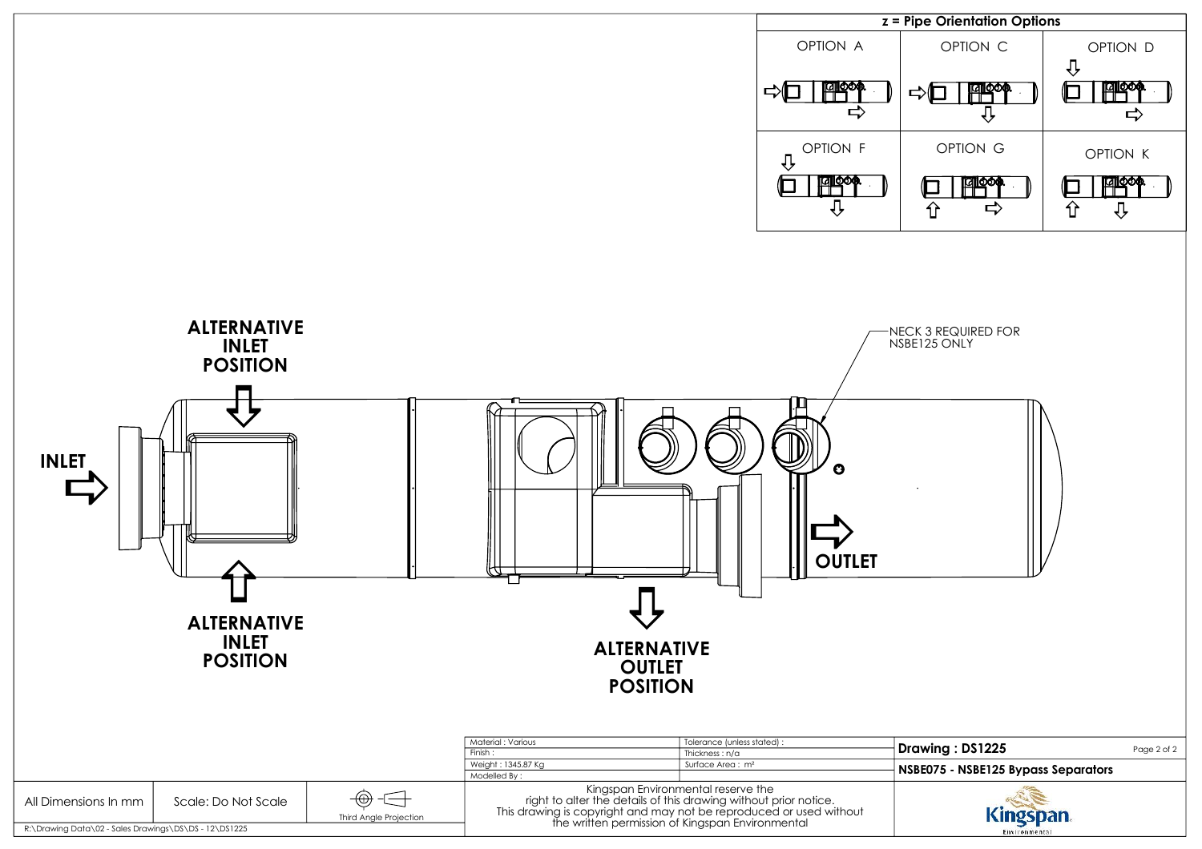**z = Pipe Orientation Options**

| | | |
|---|---|---|
| OPTION A | OPTION C | OPTION D |
| OPTION F | OPTION G | OPTION K |

ALTERNATIVE INLET POSITION

INLET

ALTERNATIVE INLET POSITION

NECK 3 REQUIRED FOR NSBE125 ONLY

OUTLET

ALTERNATIVE OUTLET POSITION

| | |
|---|---|
| Material : Various | Tolerance (unless stated) : |
| Finish : | Thickness : n/a |
| Weight : 1345.87 Kg | Surface Area : m² |
| Modelled By : | |

**Drawing : DS1225**

**NSBE075 - NSBE125 Bypass Separators**

All Dimensions In mm

Scale: Do Not Scale

Third Angle Projection

Kingspan Environmental reserve the right to alter the details of this drawing without prior notice. This drawing is copyright and may not be reproduced or used without the written permission of Kingspan Environmental

R:\Drawing Data\02 - Sales Drawings\DS\DS - 12\DS1225

Kingspan Environmental